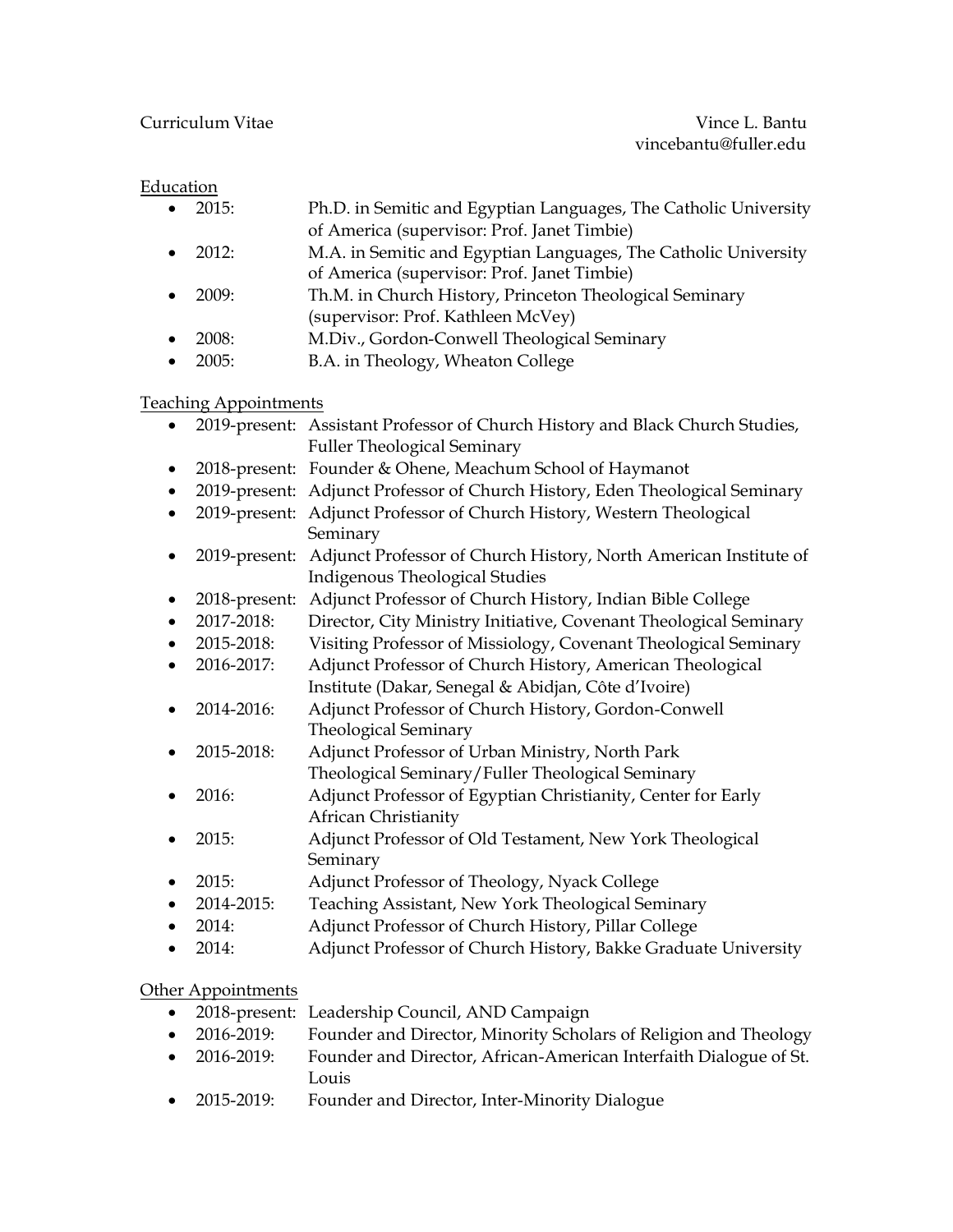Curriculum Vitae

Vince L. Bantu
vincebantu@fuller.edu

## Education

- 2015: Ph.D. in Semitic and Egyptian Languages, The Catholic University of America (supervisor: Prof. Janet Timbie)
- 2012: M.A. in Semitic and Egyptian Languages, The Catholic University of America (supervisor: Prof. Janet Timbie)
- 2009: Th.M. in Church History, Princeton Theological Seminary (supervisor: Prof. Kathleen McVey)
- 2008: M.Div., Gordon-Conwell Theological Seminary
- 2005: B.A. in Theology, Wheaton College

## Teaching Appointments

- 2019-present: Assistant Professor of Church History and Black Church Studies, Fuller Theological Seminary
- 2018-present: Founder & Ohene, Meachum School of Haymanot
- 2019-present: Adjunct Professor of Church History, Eden Theological Seminary
- 2019-present: Adjunct Professor of Church History, Western Theological Seminary
- 2019-present: Adjunct Professor of Church History, North American Institute of Indigenous Theological Studies
- 2018-present: Adjunct Professor of Church History, Indian Bible College
- 2017-2018: Director, City Ministry Initiative, Covenant Theological Seminary
- 2015-2018: Visiting Professor of Missiology, Covenant Theological Seminary
- 2016-2017: Adjunct Professor of Church History, American Theological Institute (Dakar, Senegal & Abidjan, Côte d'Ivoire)
- 2014-2016: Adjunct Professor of Church History, Gordon-Conwell Theological Seminary
- 2015-2018: Adjunct Professor of Urban Ministry, North Park Theological Seminary/Fuller Theological Seminary
- 2016: Adjunct Professor of Egyptian Christianity, Center for Early African Christianity
- 2015: Adjunct Professor of Old Testament, New York Theological Seminary
- 2015: Adjunct Professor of Theology, Nyack College
- 2014-2015: Teaching Assistant, New York Theological Seminary
- 2014: Adjunct Professor of Church History, Pillar College
- 2014: Adjunct Professor of Church History, Bakke Graduate University

## Other Appointments

- 2018-present: Leadership Council, AND Campaign
- 2016-2019: Founder and Director, Minority Scholars of Religion and Theology
- 2016-2019: Founder and Director, African-American Interfaith Dialogue of St. Louis
- 2015-2019: Founder and Director, Inter-Minority Dialogue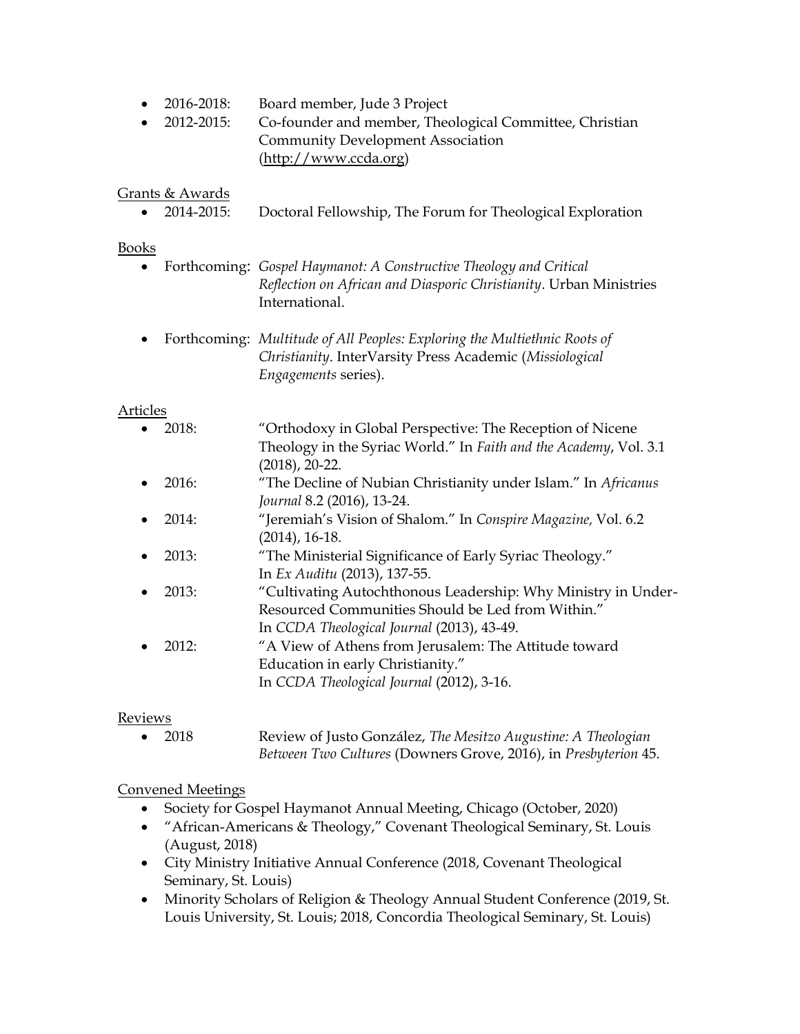- 2016-2018: Board member, Jude 3 Project
- 2012-2015: Co-founder and member, Theological Committee, Christian Community Development Association (http://www.ccda.org)

Grants & Awards

- 2014-2015: Doctoral Fellowship, The Forum for Theological Exploration

Books

- Forthcoming: *Gospel Haymanot: A Constructive Theology and Critical Reflection on African and Diasporic Christianity*. Urban Ministries International.

- Forthcoming: *Multitude of All Peoples: Exploring the Multiethnic Roots of Christianity*. InterVarsity Press Academic (*Missiological Engagements* series).

Articles

- 2018: "Orthodoxy in Global Perspective: The Reception of Nicene Theology in the Syriac World." In *Faith and the Academy*, Vol. 3.1 (2018), 20-22.
- 2016: "The Decline of Nubian Christianity under Islam." In *Africanus Journal* 8.2 (2016), 13-24.
- 2014: "Jeremiah's Vision of Shalom." In *Conspire Magazine,* Vol. 6.2 (2014), 16-18.
- 2013: "The Ministerial Significance of Early Syriac Theology." In *Ex Auditu* (2013), 137-55.
- 2013: "Cultivating Autochthonous Leadership: Why Ministry in Under-Resourced Communities Should be Led from Within." In *CCDA Theological Journal* (2013), 43-49.
- 2012: "A View of Athens from Jerusalem: The Attitude toward Education in early Christianity." In *CCDA Theological Journal* (2012), 3-16.

Reviews

- 2018 Review of Justo González, *The Mesitzo Augustine: A Theologian Between Two Cultures* (Downers Grove, 2016), in *Presbyterion* 45.

Convened Meetings

- Society for Gospel Haymanot Annual Meeting, Chicago (October, 2020)
- "African-Americans & Theology," Covenant Theological Seminary, St. Louis (August, 2018)
- City Ministry Initiative Annual Conference (2018, Covenant Theological Seminary, St. Louis)
- Minority Scholars of Religion & Theology Annual Student Conference (2019, St. Louis University, St. Louis; 2018, Concordia Theological Seminary, St. Louis)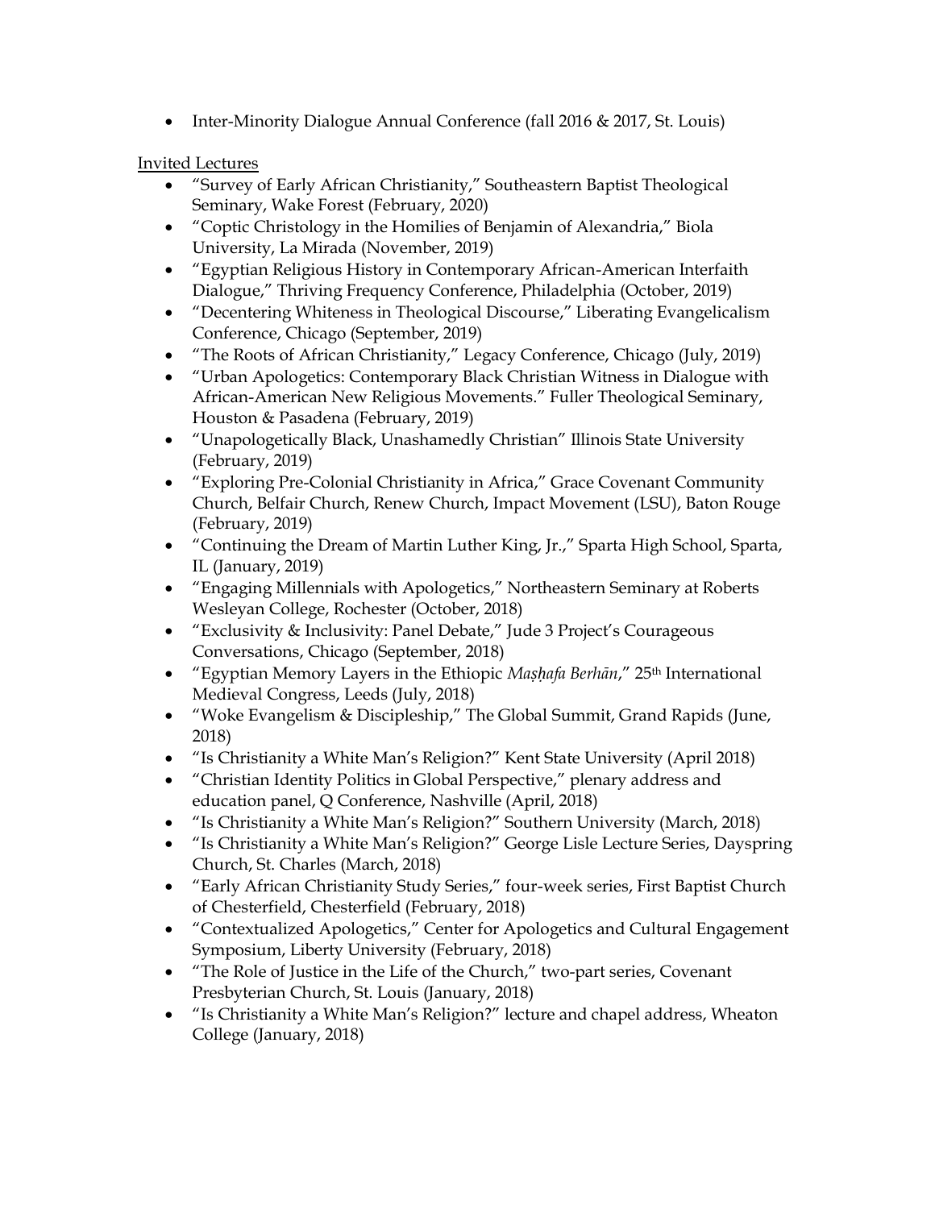- Inter-Minority Dialogue Annual Conference (fall 2016 & 2017, St. Louis)

Invited Lectures

- "Survey of Early African Christianity," Southeastern Baptist Theological Seminary, Wake Forest (February, 2020)
- "Coptic Christology in the Homilies of Benjamin of Alexandria," Biola University, La Mirada (November, 2019)
- "Egyptian Religious History in Contemporary African-American Interfaith Dialogue," Thriving Frequency Conference, Philadelphia (October, 2019)
- "Decentering Whiteness in Theological Discourse," Liberating Evangelicalism Conference, Chicago (September, 2019)
- "The Roots of African Christianity," Legacy Conference, Chicago (July, 2019)
- "Urban Apologetics: Contemporary Black Christian Witness in Dialogue with African-American New Religious Movements." Fuller Theological Seminary, Houston & Pasadena (February, 2019)
- "Unapologetically Black, Unashamedly Christian" Illinois State University (February, 2019)
- "Exploring Pre-Colonial Christianity in Africa," Grace Covenant Community Church, Belfair Church, Renew Church, Impact Movement (LSU), Baton Rouge (February, 2019)
- "Continuing the Dream of Martin Luther King, Jr.," Sparta High School, Sparta, IL (January, 2019)
- "Engaging Millennials with Apologetics," Northeastern Seminary at Roberts Wesleyan College, Rochester (October, 2018)
- "Exclusivity & Inclusivity: Panel Debate," Jude 3 Project's Courageous Conversations, Chicago (September, 2018)
- "Egyptian Memory Layers in the Ethiopic *Maṣḥafa Berhān*," 25th International Medieval Congress, Leeds (July, 2018)
- "Woke Evangelism & Discipleship," The Global Summit, Grand Rapids (June, 2018)
- "Is Christianity a White Man's Religion?" Kent State University (April 2018)
- "Christian Identity Politics in Global Perspective," plenary address and education panel, Q Conference, Nashville (April, 2018)
- "Is Christianity a White Man's Religion?" Southern University (March, 2018)
- "Is Christianity a White Man's Religion?" George Lisle Lecture Series, Dayspring Church, St. Charles (March, 2018)
- "Early African Christianity Study Series," four-week series, First Baptist Church of Chesterfield, Chesterfield (February, 2018)
- "Contextualized Apologetics," Center for Apologetics and Cultural Engagement Symposium, Liberty University (February, 2018)
- "The Role of Justice in the Life of the Church," two-part series, Covenant Presbyterian Church, St. Louis (January, 2018)
- "Is Christianity a White Man's Religion?" lecture and chapel address, Wheaton College (January, 2018)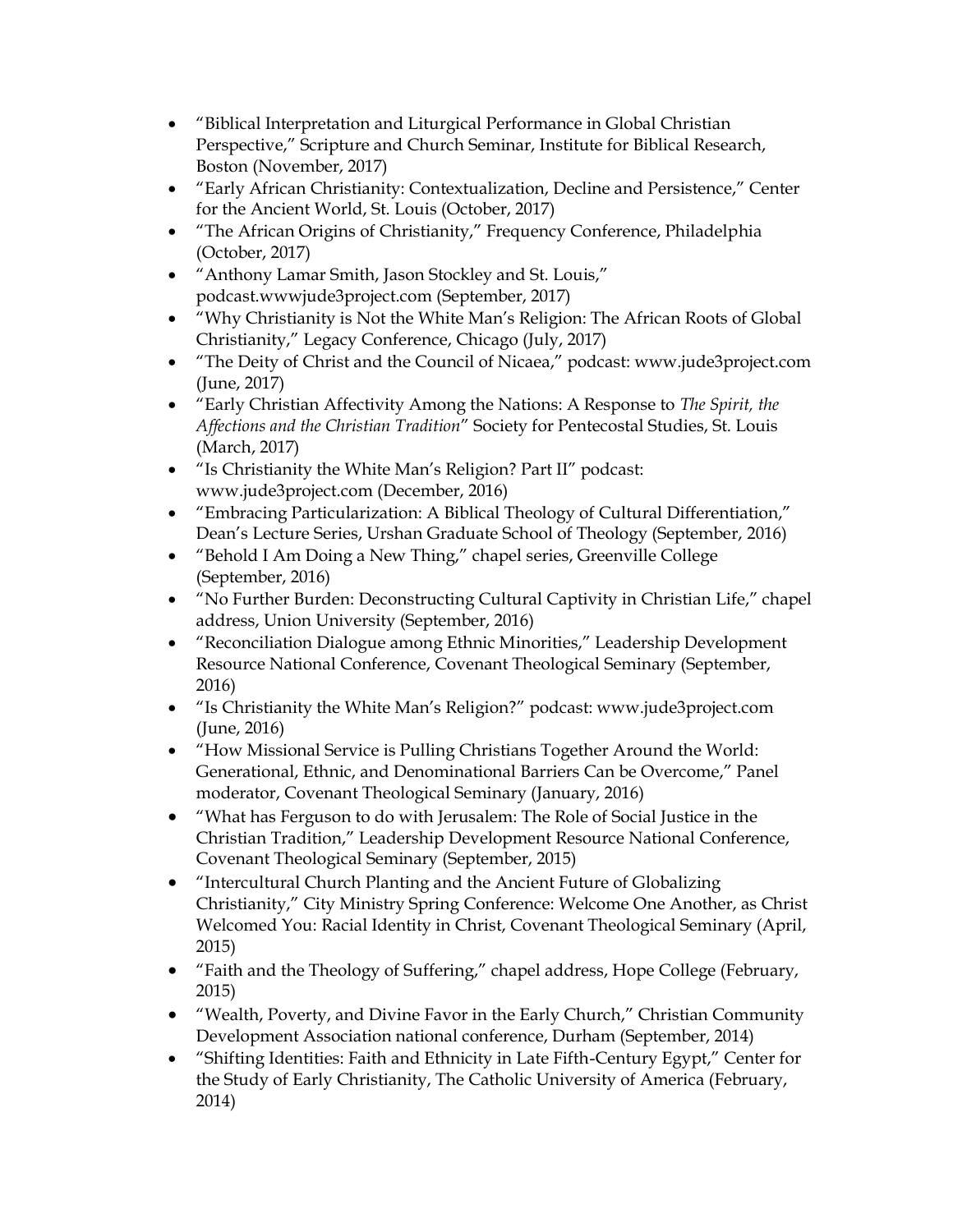- "Biblical Interpretation and Liturgical Performance in Global Christian Perspective," Scripture and Church Seminar, Institute for Biblical Research, Boston (November, 2017)
- "Early African Christianity: Contextualization, Decline and Persistence," Center for the Ancient World, St. Louis (October, 2017)
- "The African Origins of Christianity," Frequency Conference, Philadelphia (October, 2017)
- "Anthony Lamar Smith, Jason Stockley and St. Louis," podcast.wwwjude3project.com (September, 2017)
- "Why Christianity is Not the White Man's Religion: The African Roots of Global Christianity," Legacy Conference, Chicago (July, 2017)
- "The Deity of Christ and the Council of Nicaea," podcast: www.jude3project.com (June, 2017)
- "Early Christian Affectivity Among the Nations: A Response to *The Spirit, the Affections and the Christian Tradition*" Society for Pentecostal Studies, St. Louis (March, 2017)
- "Is Christianity the White Man's Religion? Part II" podcast: www.jude3project.com (December, 2016)
- "Embracing Particularization: A Biblical Theology of Cultural Differentiation," Dean's Lecture Series, Urshan Graduate School of Theology (September, 2016)
- "Behold I Am Doing a New Thing," chapel series, Greenville College (September, 2016)
- "No Further Burden: Deconstructing Cultural Captivity in Christian Life," chapel address, Union University (September, 2016)
- "Reconciliation Dialogue among Ethnic Minorities," Leadership Development Resource National Conference, Covenant Theological Seminary (September, 2016)
- "Is Christianity the White Man's Religion?" podcast: www.jude3project.com (June, 2016)
- "How Missional Service is Pulling Christians Together Around the World: Generational, Ethnic, and Denominational Barriers Can be Overcome," Panel moderator, Covenant Theological Seminary (January, 2016)
- "What has Ferguson to do with Jerusalem: The Role of Social Justice in the Christian Tradition," Leadership Development Resource National Conference, Covenant Theological Seminary (September, 2015)
- "Intercultural Church Planting and the Ancient Future of Globalizing Christianity," City Ministry Spring Conference: Welcome One Another, as Christ Welcomed You: Racial Identity in Christ, Covenant Theological Seminary (April, 2015)
- "Faith and the Theology of Suffering," chapel address, Hope College (February, 2015)
- "Wealth, Poverty, and Divine Favor in the Early Church," Christian Community Development Association national conference, Durham (September, 2014)
- "Shifting Identities: Faith and Ethnicity in Late Fifth-Century Egypt," Center for the Study of Early Christianity, The Catholic University of America (February, 2014)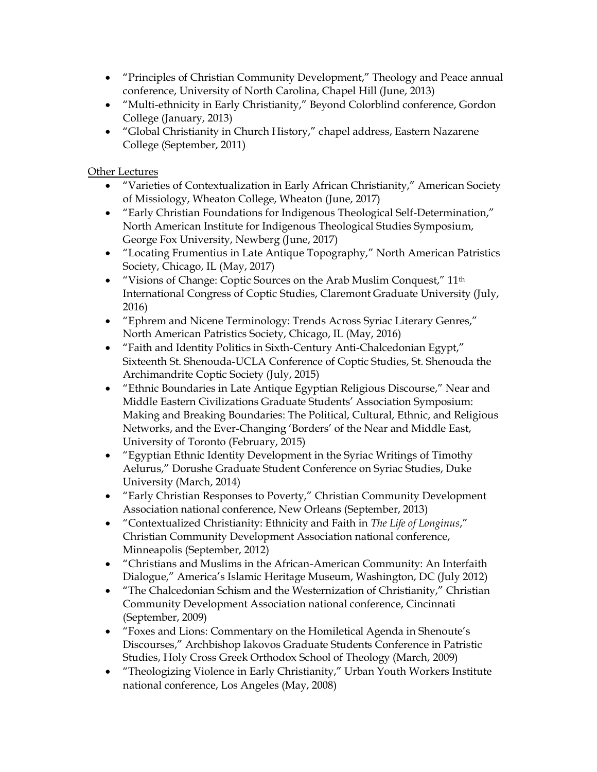- "Principles of Christian Community Development," Theology and Peace annual conference, University of North Carolina, Chapel Hill (June, 2013)
- "Multi-ethnicity in Early Christianity," Beyond Colorblind conference, Gordon College (January, 2013)
- "Global Christianity in Church History," chapel address, Eastern Nazarene College (September, 2011)

Other Lectures

- "Varieties of Contextualization in Early African Christianity," American Society of Missiology, Wheaton College, Wheaton (June, 2017)
- "Early Christian Foundations for Indigenous Theological Self-Determination," North American Institute for Indigenous Theological Studies Symposium, George Fox University, Newberg (June, 2017)
- "Locating Frumentius in Late Antique Topography," North American Patristics Society, Chicago, IL (May, 2017)
- "Visions of Change: Coptic Sources on the Arab Muslim Conquest," 11th International Congress of Coptic Studies, Claremont Graduate University (July, 2016)
- "Ephrem and Nicene Terminology: Trends Across Syriac Literary Genres," North American Patristics Society, Chicago, IL (May, 2016)
- "Faith and Identity Politics in Sixth-Century Anti-Chalcedonian Egypt," Sixteenth St. Shenouda-UCLA Conference of Coptic Studies, St. Shenouda the Archimandrite Coptic Society (July, 2015)
- "Ethnic Boundaries in Late Antique Egyptian Religious Discourse," Near and Middle Eastern Civilizations Graduate Students' Association Symposium: Making and Breaking Boundaries: The Political, Cultural, Ethnic, and Religious Networks, and the Ever-Changing 'Borders' of the Near and Middle East, University of Toronto (February, 2015)
- "Egyptian Ethnic Identity Development in the Syriac Writings of Timothy Aelurus," Dorushe Graduate Student Conference on Syriac Studies, Duke University (March, 2014)
- "Early Christian Responses to Poverty," Christian Community Development Association national conference, New Orleans (September, 2013)
- "Contextualized Christianity: Ethnicity and Faith in *The Life of Longinus*," Christian Community Development Association national conference, Minneapolis (September, 2012)
- "Christians and Muslims in the African-American Community: An Interfaith Dialogue," America's Islamic Heritage Museum, Washington, DC (July 2012)
- "The Chalcedonian Schism and the Westernization of Christianity," Christian Community Development Association national conference, Cincinnati (September, 2009)
- "Foxes and Lions: Commentary on the Homiletical Agenda in Shenoute's Discourses," Archbishop Iakovos Graduate Students Conference in Patristic Studies, Holy Cross Greek Orthodox School of Theology (March, 2009)
- "Theologizing Violence in Early Christianity," Urban Youth Workers Institute national conference, Los Angeles (May, 2008)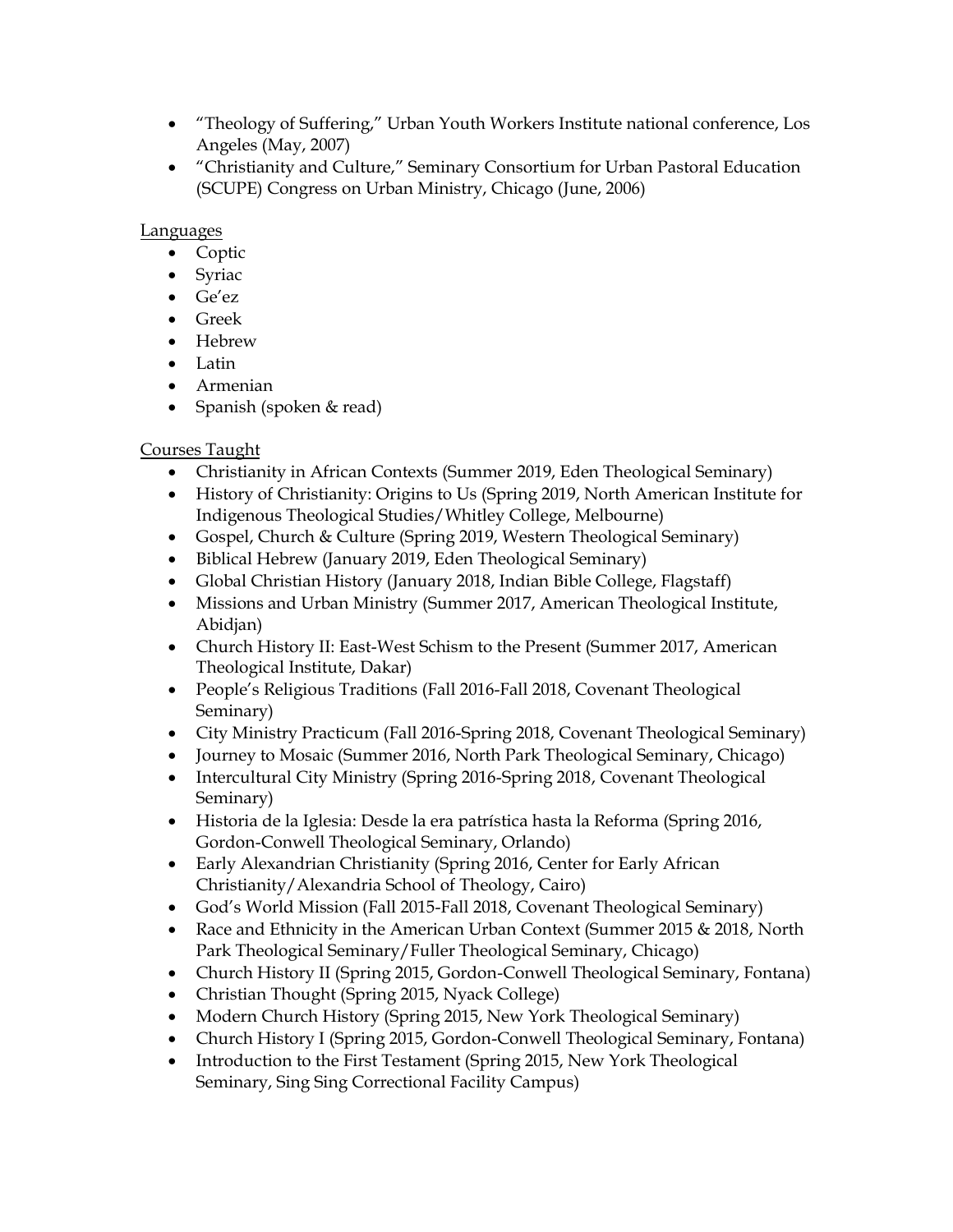- "Theology of Suffering," Urban Youth Workers Institute national conference, Los Angeles (May, 2007)
- "Christianity and Culture," Seminary Consortium for Urban Pastoral Education (SCUPE) Congress on Urban Ministry, Chicago (June, 2006)

Languages

- Coptic
- Syriac
- Ge'ez
- Greek
- Hebrew
- Latin
- Armenian
- Spanish (spoken & read)

Courses Taught

- Christianity in African Contexts (Summer 2019, Eden Theological Seminary)
- History of Christianity: Origins to Us (Spring 2019, North American Institute for Indigenous Theological Studies/Whitley College, Melbourne)
- Gospel, Church & Culture (Spring 2019, Western Theological Seminary)
- Biblical Hebrew (January 2019, Eden Theological Seminary)
- Global Christian History (January 2018, Indian Bible College, Flagstaff)
- Missions and Urban Ministry (Summer 2017, American Theological Institute, Abidjan)
- Church History II: East-West Schism to the Present (Summer 2017, American Theological Institute, Dakar)
- People's Religious Traditions (Fall 2016-Fall 2018, Covenant Theological Seminary)
- City Ministry Practicum (Fall 2016-Spring 2018, Covenant Theological Seminary)
- Journey to Mosaic (Summer 2016, North Park Theological Seminary, Chicago)
- Intercultural City Ministry (Spring 2016-Spring 2018, Covenant Theological Seminary)
- Historia de la Iglesia: Desde la era patrística hasta la Reforma (Spring 2016, Gordon-Conwell Theological Seminary, Orlando)
- Early Alexandrian Christianity (Spring 2016, Center for Early African Christianity/Alexandria School of Theology, Cairo)
- God's World Mission (Fall 2015-Fall 2018, Covenant Theological Seminary)
- Race and Ethnicity in the American Urban Context (Summer 2015 & 2018, North Park Theological Seminary/Fuller Theological Seminary, Chicago)
- Church History II (Spring 2015, Gordon-Conwell Theological Seminary, Fontana)
- Christian Thought (Spring 2015, Nyack College)
- Modern Church History (Spring 2015, New York Theological Seminary)
- Church History I (Spring 2015, Gordon-Conwell Theological Seminary, Fontana)
- Introduction to the First Testament (Spring 2015, New York Theological Seminary, Sing Sing Correctional Facility Campus)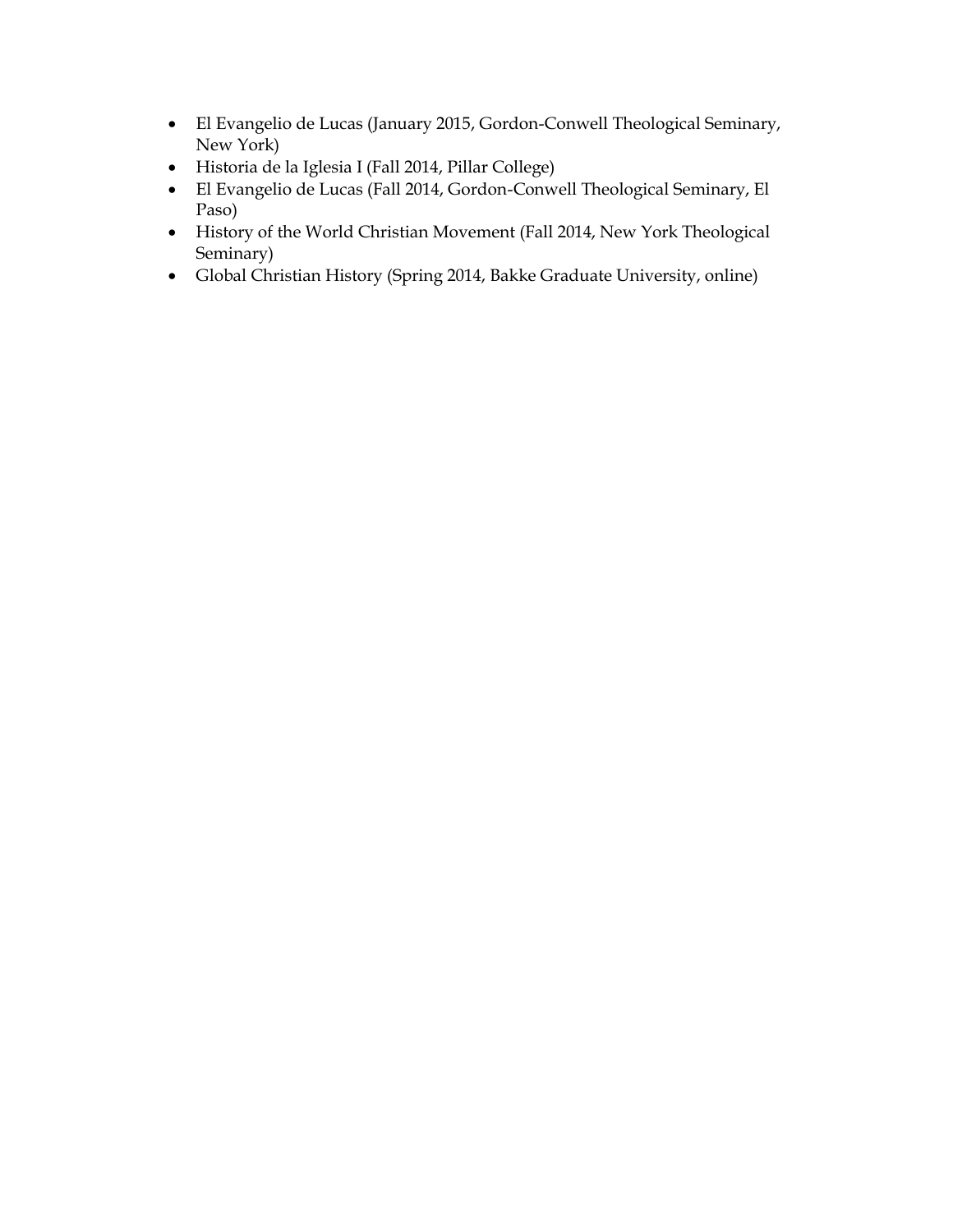- El Evangelio de Lucas (January 2015, Gordon-Conwell Theological Seminary, New York)
- Historia de la Iglesia I (Fall 2014, Pillar College)
- El Evangelio de Lucas (Fall 2014, Gordon-Conwell Theological Seminary, El Paso)
- History of the World Christian Movement (Fall 2014, New York Theological Seminary)
- Global Christian History (Spring 2014, Bakke Graduate University, online)